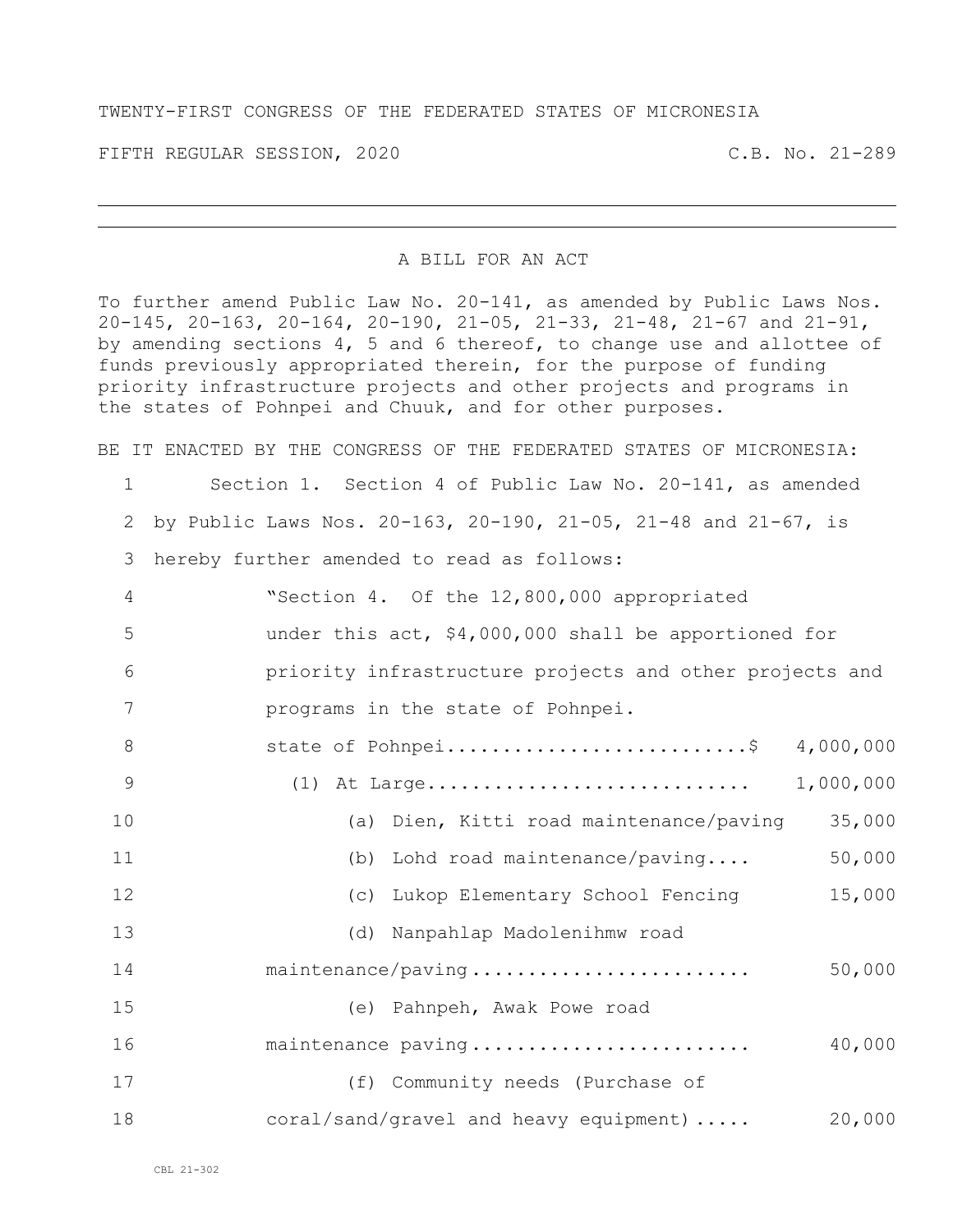TWENTY-FIRST CONGRESS OF THE FEDERATED STATES OF MICRONESIA

FIFTH REGULAR SESSION, 2020 C.B. No. 21-289

---

A BILL FOR AN ACT

To further amend Public Law No. 20-141, as amended by Public Laws Nos. 20-145, 20-163, 20-164, 20-190, 21-05, 21-33, 21-48, 21-67 and 21-91, by amending sections 4, 5 and 6 thereof, to change use and allottee of funds previously appropriated therein, for the purpose of funding priority infrastructure projects and other projects and programs in the states of Pohnpei and Chuuk, and for other purposes.

BE IT ENACTED BY THE CONGRESS OF THE FEDERATED STATES OF MICRONESIA:

1 Section 1. Section 4 of Public Law No. 20-141, as amended
2 by Public Laws Nos. 20-163, 20-190, 21-05, 21-48 and 21-67, is
3 hereby further amended to read as follows:

4 "Section 4. Of the 12,800,000 appropriated
5 under this act, $4,000,000 shall be apportioned for
6 priority infrastructure projects and other projects and
7 programs in the state of Pohnpei.

8 state of Pohnpei..........................$ 4,000,000
9 (1) At Large............................ 1,000,000
10 (a) Dien, Kitti road maintenance/paving 35,000
11 (b) Lohd road maintenance/paving.... 50,000
12 (c) Lukop Elementary School Fencing 15,000
13 (d) Nanpahlap Madolenihmw road
14 maintenance/paving........................ 50,000
15 (e) Pahnpeh, Awak Powe road
16 maintenance paving........................ 40,000
17 (f) Community needs (Purchase of
18 coral/sand/gravel and heavy equipment)..... 20,000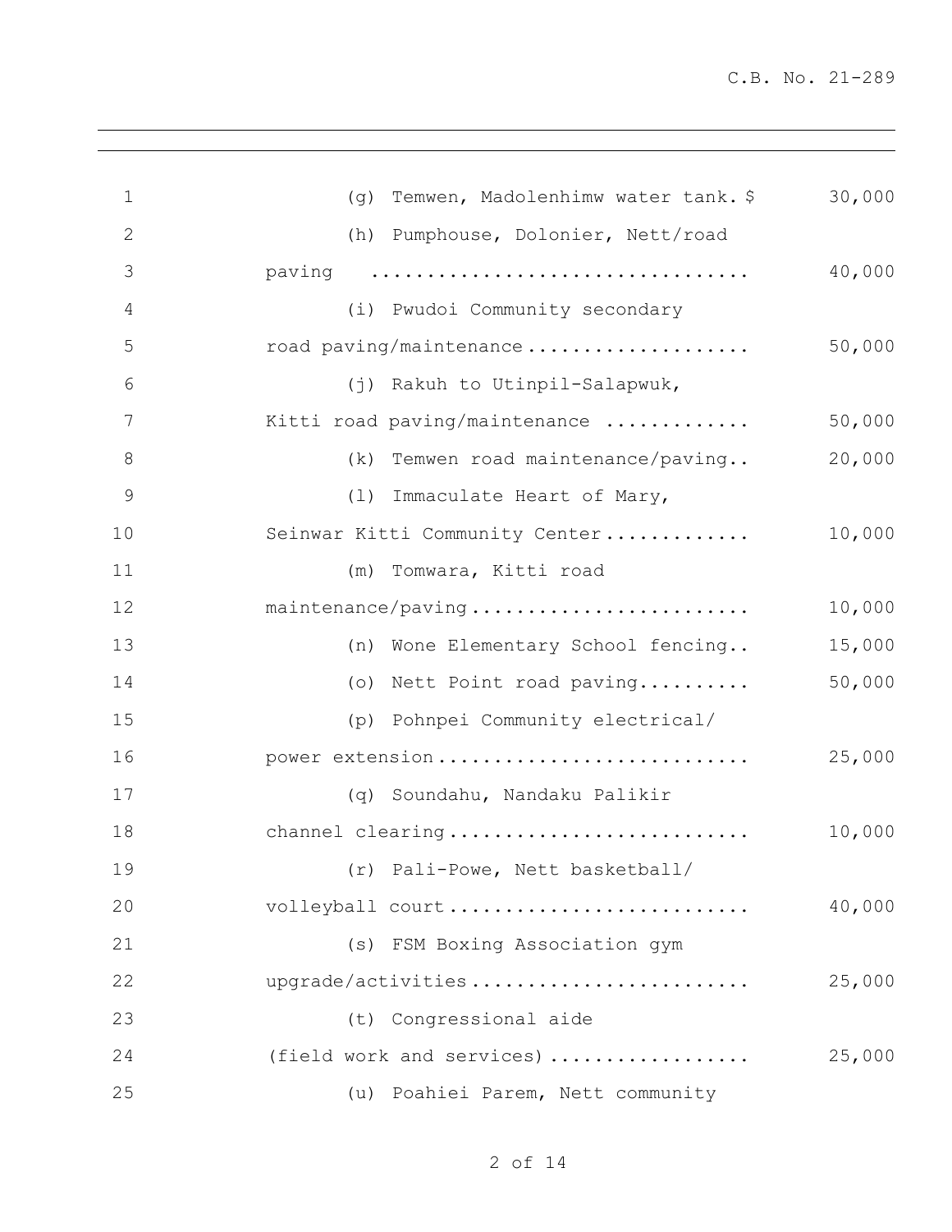(g) Temwen, Madolenhimw water tank. $ 30,000

(h) Pumphouse, Dolonier, Nett/road paving .................................. 40,000

(i) Pwudoi Community secondary road paving/maintenance.................... 50,000

(j) Rakuh to Utinpil-Salapwuk, Kitti road paving/maintenance ............. 50,000

(k) Temwen road maintenance/paving.. 20,000

(l) Immaculate Heart of Mary, Seinwar Kitti Community Center............. 10,000

(m) Tomwara, Kitti road maintenance/paving......................... 10,000

(n) Wone Elementary School fencing.. 15,000

(o) Nett Point road paving.......... 50,000

(p) Pohnpei Community electrical/ power extension............................ 25,000

(q) Soundahu, Nandaku Palikir channel clearing........................... 10,000

(r) Pali-Powe, Nett basketball/ volleyball court........................... 40,000

(s) FSM Boxing Association gym upgrade/activities......................... 25,000

(t) Congressional aide (field work and services).................. 25,000

(u) Poahiei Parem, Nett community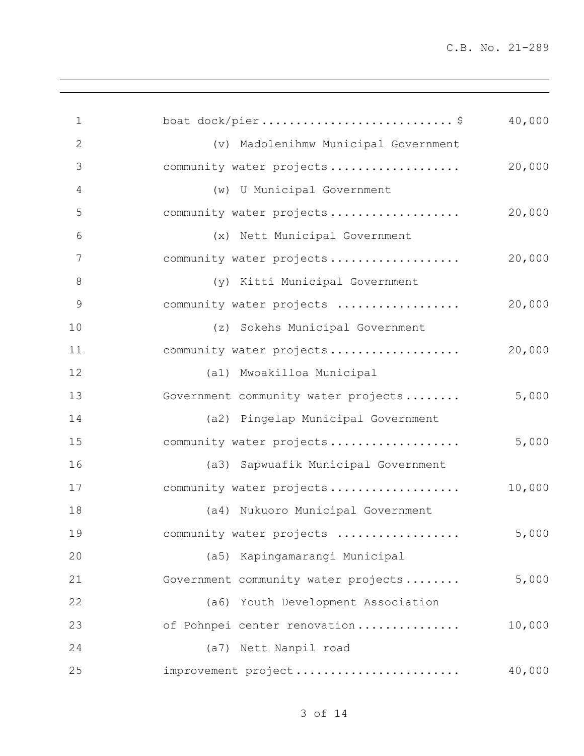boat dock/pier............................$ 40,000

(v) Madolenihmw Municipal Government community water projects.................. 20,000

(w) U Municipal Government community water projects.................. 20,000

(x) Nett Municipal Government community water projects.................. 20,000

(y) Kitti Municipal Government community water projects ................. 20,000

(z) Sokehs Municipal Government community water projects.................. 20,000

(a1) Mwoakilloa Municipal Government community water projects........ 5,000

(a2) Pingelap Municipal Government community water projects.................. 5,000

(a3) Sapwuafik Municipal Government community water projects.................. 10,000

(a4) Nukuoro Municipal Government community water projects ................. 5,000

(a5) Kapingamarangi Municipal Government community water projects........ 5,000

(a6) Youth Development Association of Pohnpei center renovation............... 10,000

(a7) Nett Nanpil road improvement project....................... 40,000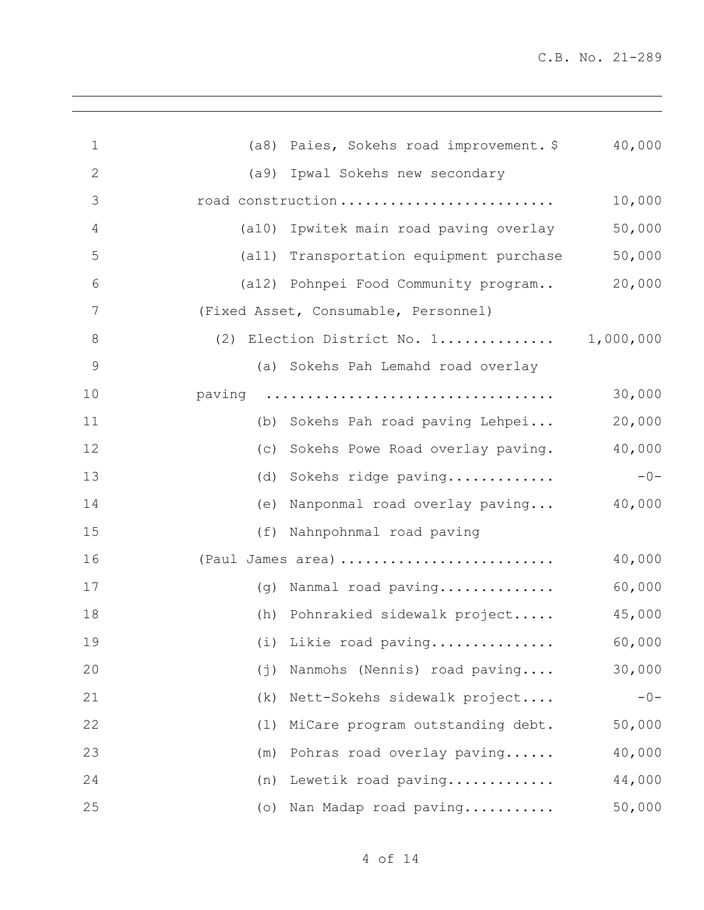(a8) Paies, Sokehs road improvement. $ 40,000

(a9) Ipwal Sokehs new secondary road construction .......................... 10,000

(a10) Ipwitek main road paving overlay 50,000

(a11) Transportation equipment purchase 50,000

(a12) Pohnpei Food Community program.. 20,000
(Fixed Asset, Consumable, Personnel)

(2) Election District No. 1.............. 1,000,000

(a) Sokehs Pah Lemahd road overlay paving .................................. 30,000

(b) Sokehs Pah road paving Lehpei... 20,000

(c) Sokehs Powe Road overlay paving. 40,000

(d) Sokehs ridge paving............. -0-

(e) Nanponmal road overlay paving... 40,000

(f) Nahnpohnmal road paving (Paul James area) .......................... 40,000

(g) Nanmal road paving.............. 60,000

(h) Pohnrakied sidewalk project..... 45,000

(i) Likie road paving............... 60,000

(j) Nanmohs (Nennis) road paving.... 30,000

(k) Nett-Sokehs sidewalk project.... -0-

(l) MiCare program outstanding debt. 50,000

(m) Pohras road overlay paving...... 40,000

(n) Lewetik road paving............. 44,000

(o) Nan Madap road paving........... 50,000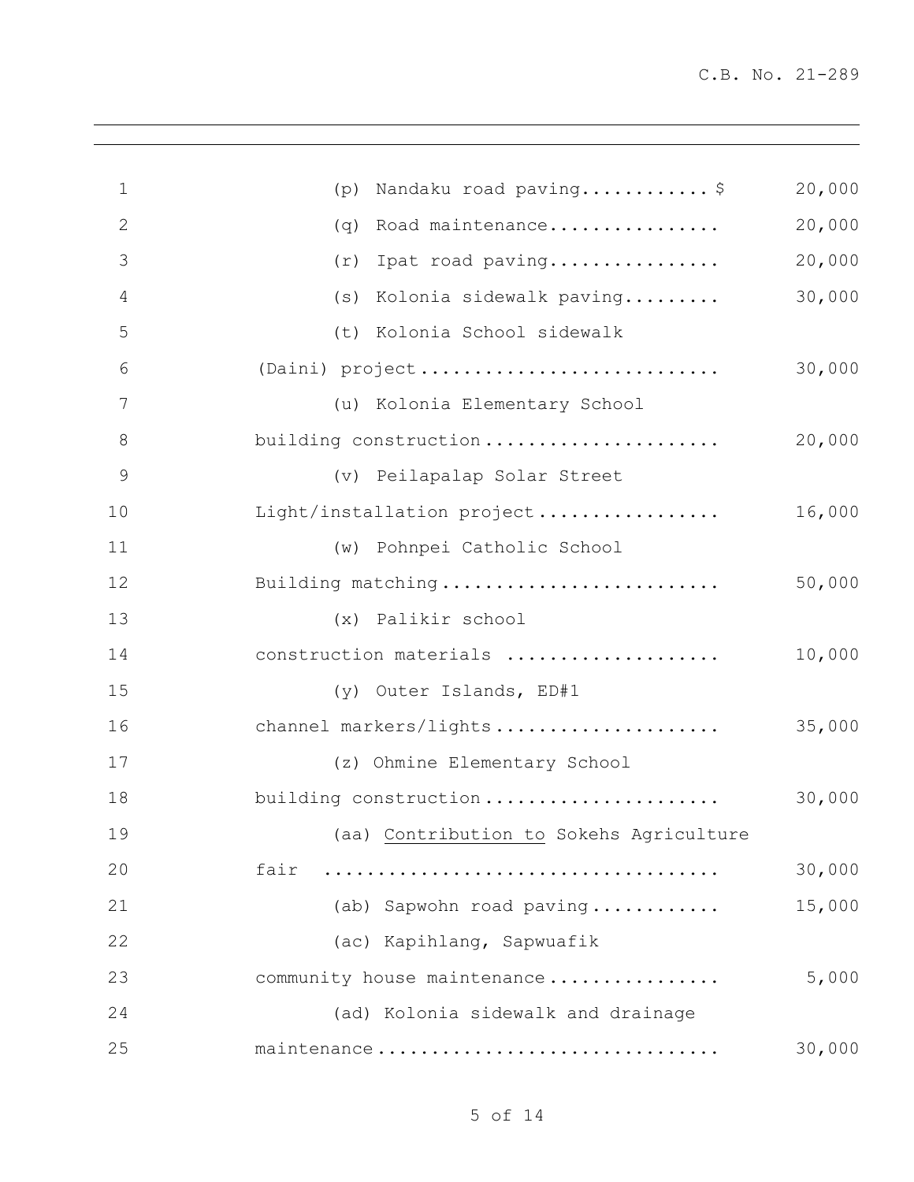(p) Nandaku road paving............$ 20,000

(q) Road maintenance................ 20,000

(r) Ipat road paving................ 20,000

(s) Kolonia sidewalk paving......... 30,000

(t) Kolonia School sidewalk (Daini) project............................ 30,000

(u) Kolonia Elementary School building construction...................... 20,000

(v) Peilapalap Solar Street Light/installation project................. 16,000

(w) Pohnpei Catholic School Building matching.......................... 50,000

(x) Palikir school construction materials .................... 10,000

(y) Outer Islands, ED#1 channel markers/lights..................... 35,000

(z) Ohmine Elementary School building construction...................... 30,000

(aa) <u>Contribution to</u> Sokehs Agriculture fair .................................... 30,000

(ab) Sapwohn road paving............ 15,000

(ac) Kapihlang, Sapwuafik community house maintenance................ 5,000

(ad) Kolonia sidewalk and drainage maintenance................................ 30,000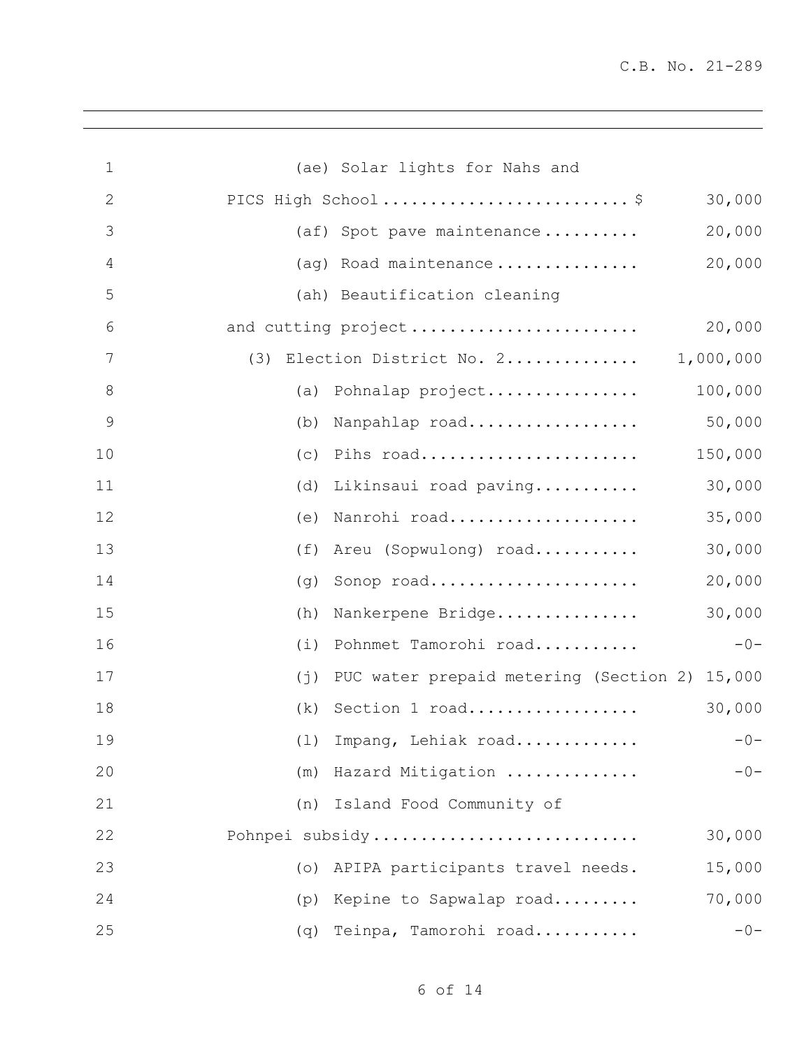(ae) Solar lights for Nahs and PICS High School.......................... $ 30,000

(af) Spot pave maintenance.......... 20,000

(ag) Road maintenance............... 20,000

(ah) Beautification cleaning and cutting project........................ 20,000

(3) Election District No. 2.............. 1,000,000

(a) Pohnalap project................ 100,000

(b) Nanpahlap road.................. 50,000

(c) Pihs road....................... 150,000

(d) Likinsaui road paving........... 30,000

(e) Nanrohi road.................... 35,000

(f) Areu (Sopwulong) road........... 30,000

(g) Sonop road...................... 20,000

(h) Nankerpene Bridge............... 30,000

(i) Pohnmet Tamorohi road........... -0-

(j) PUC water prepaid metering (Section 2) 15,000

(k) Section 1 road.................. 30,000

(l) Impang, Lehiak road............. -0-

(m) Hazard Mitigation .............. -0-

(n) Island Food Community of Pohnpei subsidy........................... 30,000

(o) APIPA participants travel needs. 15,000

(p) Kepine to Sapwalap road......... 70,000

(q) Teinpa, Tamorohi road........... -0-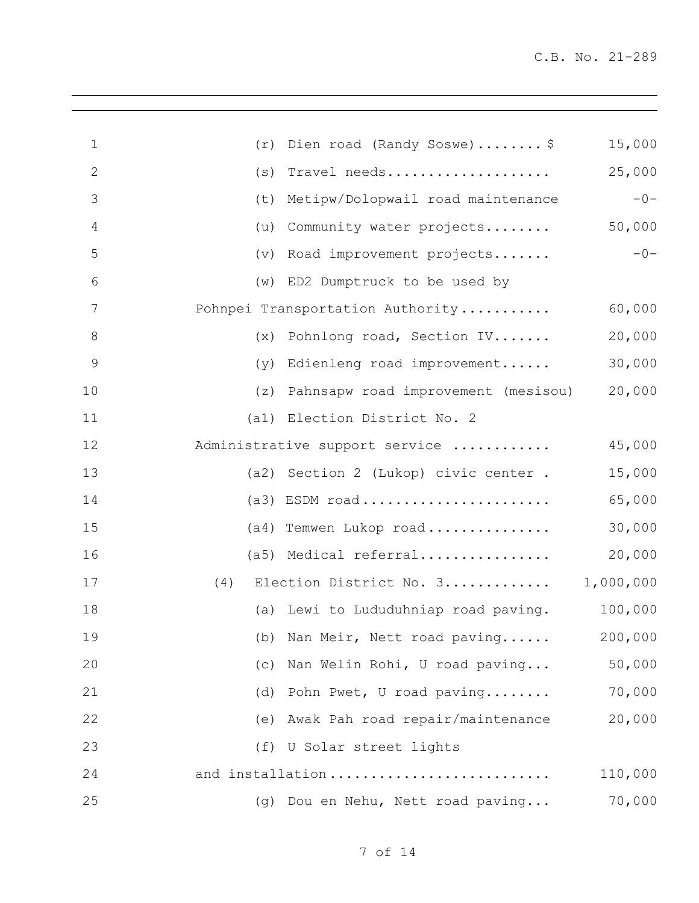(r) Dien road (Randy Soswe)........$ 15,000

(s) Travel needs.................... 25,000

(t) Metipw/Dolopwail road maintenance -0-

(u) Community water projects........ 50,000

(v) Road improvement projects....... -0-

(w) ED2 Dumptruck to be used by Pohnpei Transportation Authority........... 60,000

(x) Pohnlong road, Section IV....... 20,000

(y) Edienleng road improvement...... 30,000

(z) Pahnsapw road improvement (mesisou) 20,000

(a1) Election District No. 2 Administrative support service ........... 45,000

(a2) Section 2 (Lukop) civic center . 15,000

(a3) ESDM road....................... 65,000

(a4) Temwen Lukop road............... 30,000

(a5) Medical referral................ 20,000

(4) Election District No. 3............ 1,000,000

(a) Lewi to Lududuhniap road paving. 100,000

(b) Nan Meir, Nett road paving...... 200,000

(c) Nan Welin Rohi, U road paving... 50,000

(d) Pohn Pwet, U road paving........ 70,000

(e) Awak Pah road repair/maintenance 20,000

(f) U Solar street lights and installation.......................... 110,000

(g) Dou en Nehu, Nett road paving... 70,000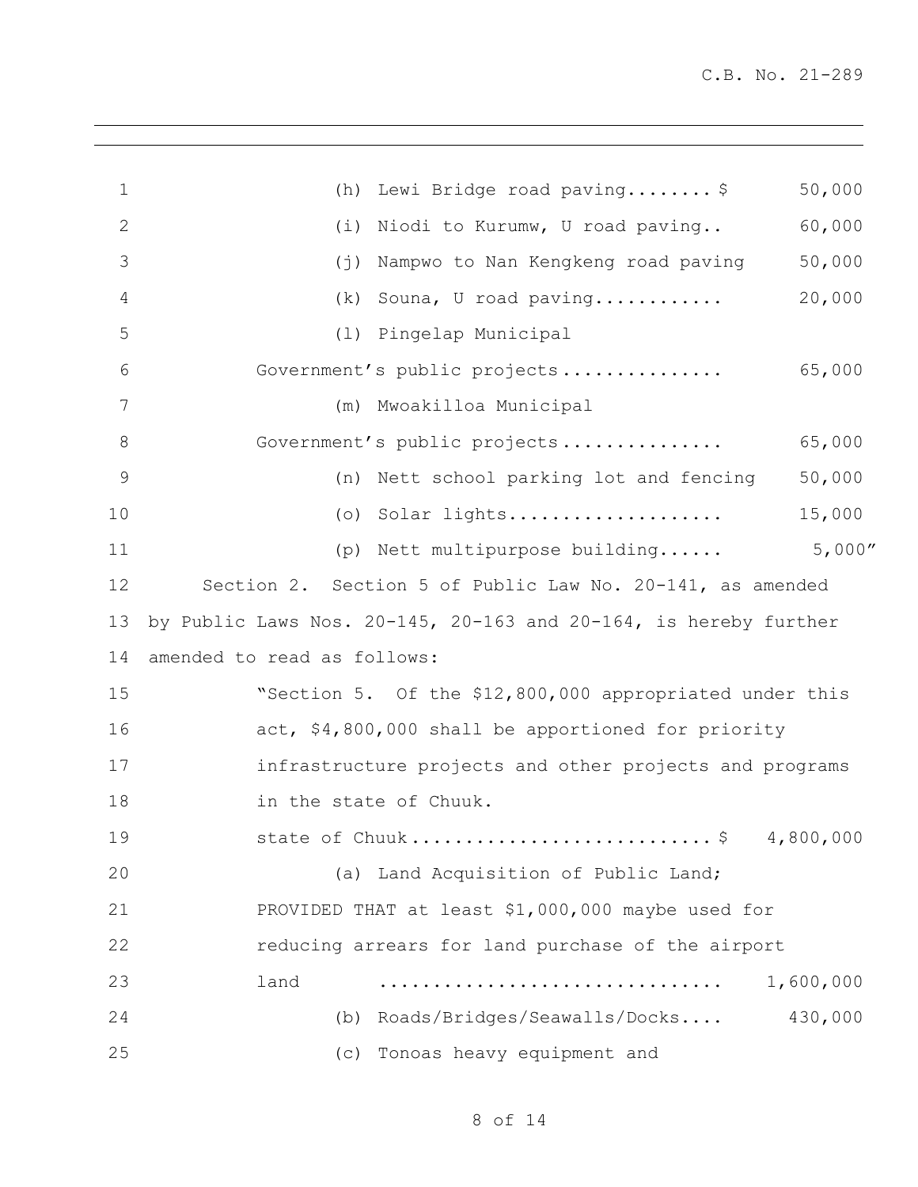(h) Lewi Bridge road paving........ $ 50,000

(i) Niodi to Kurumw, U road paving.. 60,000

(j) Nampwo to Nan Kengkeng road paving 50,000

(k) Souna, U road paving............ 20,000

(l) Pingelap Municipal Government's public projects............... 65,000

(m) Mwoakilloa Municipal Government's public projects............... 65,000

(n) Nett school parking lot and fencing 50,000

(o) Solar lights.................... 15,000

(p) Nett multipurpose building...... 5,000"

Section 2. Section 5 of Public Law No. 20-141, as amended by Public Laws Nos. 20-145, 20-163 and 20-164, is hereby further amended to read as follows:

"Section 5. Of the $12,800,000 appropriated under this act, $4,800,000 shall be apportioned for priority infrastructure projects and other projects and programs in the state of Chuuk.

state of Chuuk........................... $ 4,800,000

(a) Land Acquisition of Public Land; PROVIDED THAT at least $1,000,000 maybe used for reducing arrears for land purchase of the airport land ............................... 1,600,000

(b) Roads/Bridges/Seawalls/Docks.... 430,000

(c) Tonoas heavy equipment and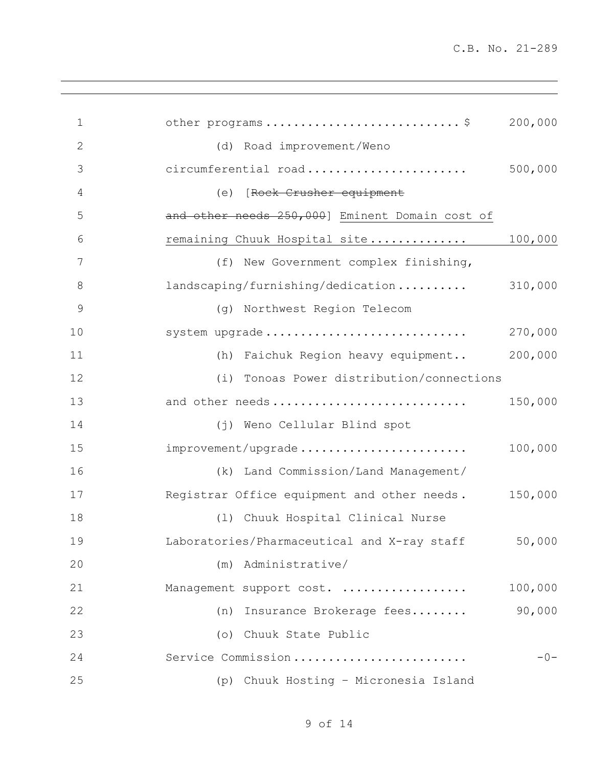other programs............................ $ 200,000

(d) Road improvement/Weno circumferential road....................... 500,000

(e) [~~Rock Crusher equipment and other needs 250,000~~] <u>Eminent Domain cost of remaining Chuuk Hospital site.............. 100,000</u>

(f) New Government complex finishing, landscaping/furnishing/dedication.......... 310,000

(g) Northwest Region Telecom system upgrade............................ 270,000

(h) Faichuk Region heavy equipment.. 200,000

(i) Tonoas Power distribution/connections and other needs........................... 150,000

(j) Weno Cellular Blind spot improvement/upgrade........................ 100,000

(k) Land Commission/Land Management/ Registrar Office equipment and other needs. 150,000

(l) Chuuk Hospital Clinical Nurse Laboratories/Pharmaceutical and X-ray staff 50,000

(m) Administrative/ Management support cost. .................. 100,000

(n) Insurance Brokerage fees........ 90,000

(o) Chuuk State Public Service Commission........................ -0-

(p) Chuuk Hosting – Micronesia Island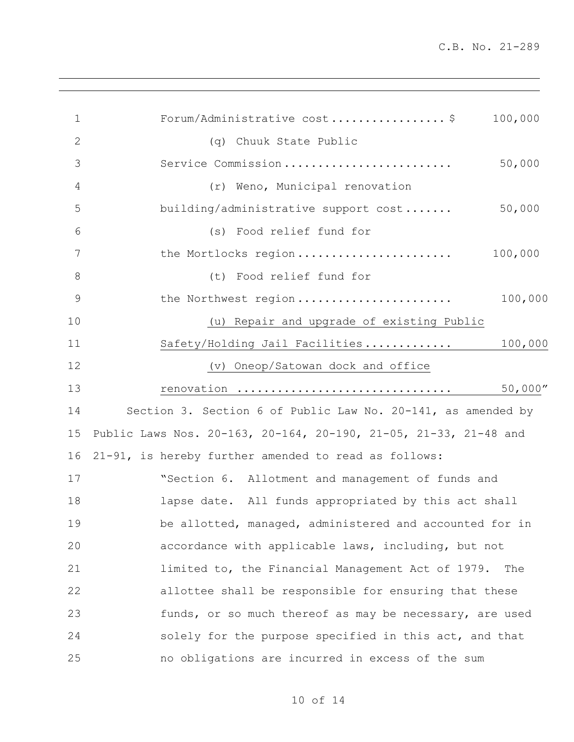Forum/Administrative cost................. $ 100,000

(q) Chuuk State Public Service Commission......................... 50,000

(r) Weno, Municipal renovation building/administrative support cost....... 50,000

(s) Food relief fund for the Mortlocks region....................... 100,000

(t) Food relief fund for the Northwest region....................... 100,000

<u>(u) Repair and upgrade of existing Public Safety/Holding Jail Facilities............ 100,000</u>

<u>(v) Oneop/Satowan dock and office renovation ............................... 50,000</u>"

Section 3. Section 6 of Public Law No. 20-141, as amended by Public Laws Nos. 20-163, 20-164, 20-190, 21-05, 21-33, 21-48 and 21-91, is hereby further amended to read as follows:

"Section 6. Allotment and management of funds and lapse date. All funds appropriated by this act shall be allotted, managed, administered and accounted for in accordance with applicable laws, including, but not limited to, the Financial Management Act of 1979. The allottee shall be responsible for ensuring that these funds, or so much thereof as may be necessary, are used solely for the purpose specified in this act, and that no obligations are incurred in excess of the sum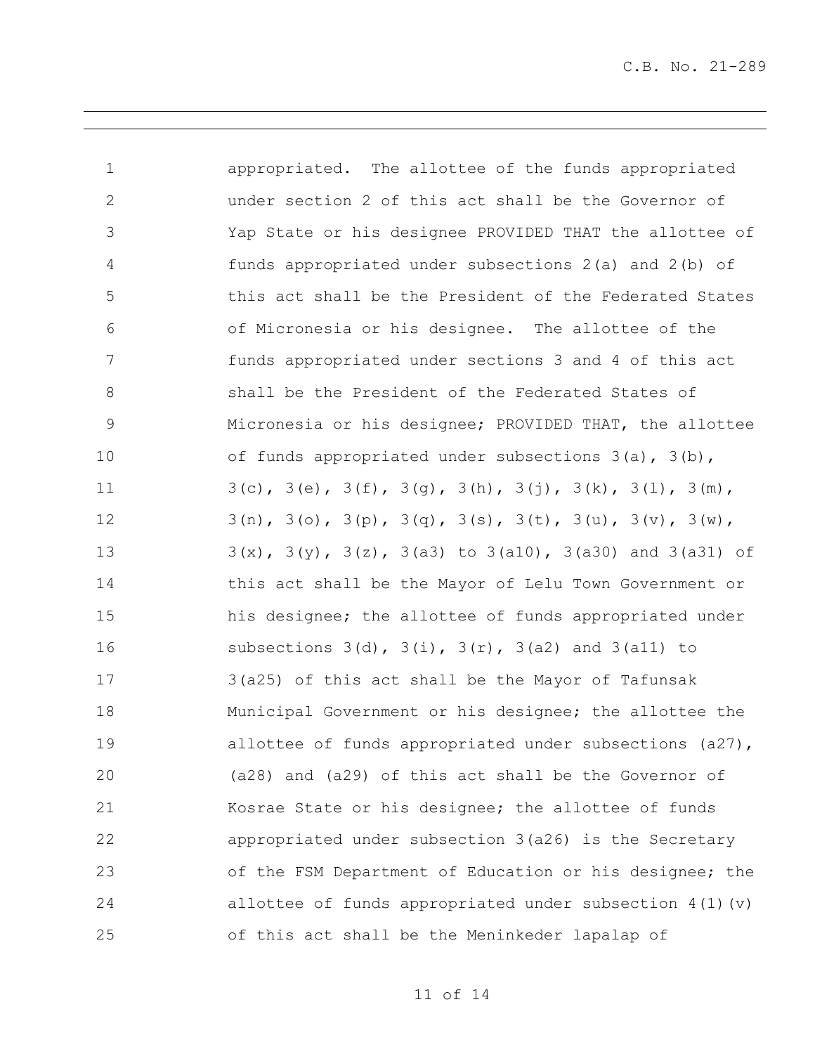appropriated. The allottee of the funds appropriated under section 2 of this act shall be the Governor of Yap State or his designee PROVIDED THAT the allottee of funds appropriated under subsections 2(a) and 2(b) of this act shall be the President of the Federated States of Micronesia or his designee. The allottee of the funds appropriated under sections 3 and 4 of this act shall be the President of the Federated States of Micronesia or his designee; PROVIDED THAT, the allottee of funds appropriated under subsections 3(a), 3(b), 3(c), 3(e), 3(f), 3(g), 3(h), 3(j), 3(k), 3(l), 3(m), 3(n), 3(o), 3(p), 3(q), 3(s), 3(t), 3(u), 3(v), 3(w), 3(x), 3(y), 3(z), 3(a3) to 3(a10), 3(a30) and 3(a31) of this act shall be the Mayor of Lelu Town Government or his designee; the allottee of funds appropriated under subsections 3(d), 3(i), 3(r), 3(a2) and 3(a11) to 3(a25) of this act shall be the Mayor of Tafunsak Municipal Government or his designee; the allottee the allottee of funds appropriated under subsections (a27), (a28) and (a29) of this act shall be the Governor of Kosrae State or his designee; the allottee of funds appropriated under subsection 3(a26) is the Secretary of the FSM Department of Education or his designee; the allottee of funds appropriated under subsection 4(1)(v) of this act shall be the Meninkeder lapalap of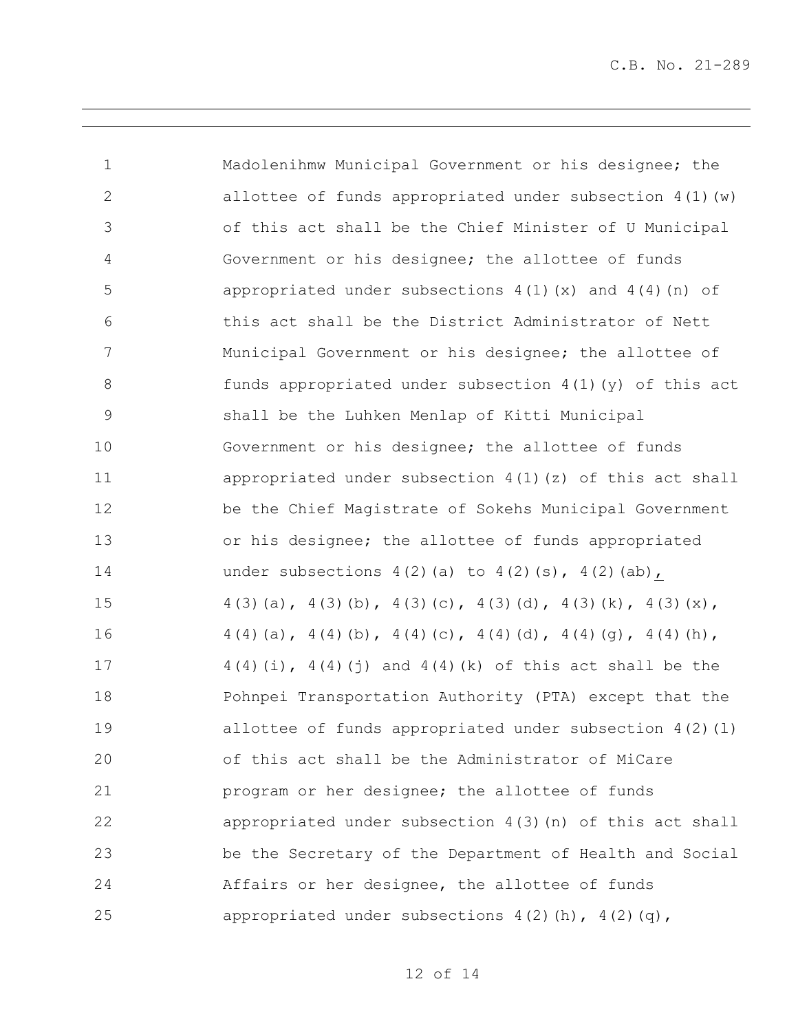Madolenihmw Municipal Government or his designee; the allottee of funds appropriated under subsection 4(1)(w) of this act shall be the Chief Minister of U Municipal Government or his designee; the allottee of funds appropriated under subsections 4(1)(x) and 4(4)(n) of this act shall be the District Administrator of Nett Municipal Government or his designee; the allottee of funds appropriated under subsection 4(1)(y) of this act shall be the Luhken Menlap of Kitti Municipal Government or his designee; the allottee of funds appropriated under subsection 4(1)(z) of this act shall be the Chief Magistrate of Sokehs Municipal Government or his designee; the allottee of funds appropriated under subsections 4(2)(a) to 4(2)(s), 4(2)(ab), 4(3)(a), 4(3)(b), 4(3)(c), 4(3)(d), 4(3)(k), 4(3)(x), 4(4)(a), 4(4)(b), 4(4)(c), 4(4)(d), 4(4)(g), 4(4)(h), 4(4)(i), 4(4)(j) and 4(4)(k) of this act shall be the Pohnpei Transportation Authority (PTA) except that the allottee of funds appropriated under subsection 4(2)(l) of this act shall be the Administrator of MiCare program or her designee; the allottee of funds appropriated under subsection 4(3)(n) of this act shall be the Secretary of the Department of Health and Social Affairs or her designee, the allottee of funds appropriated under subsections 4(2)(h), 4(2)(q),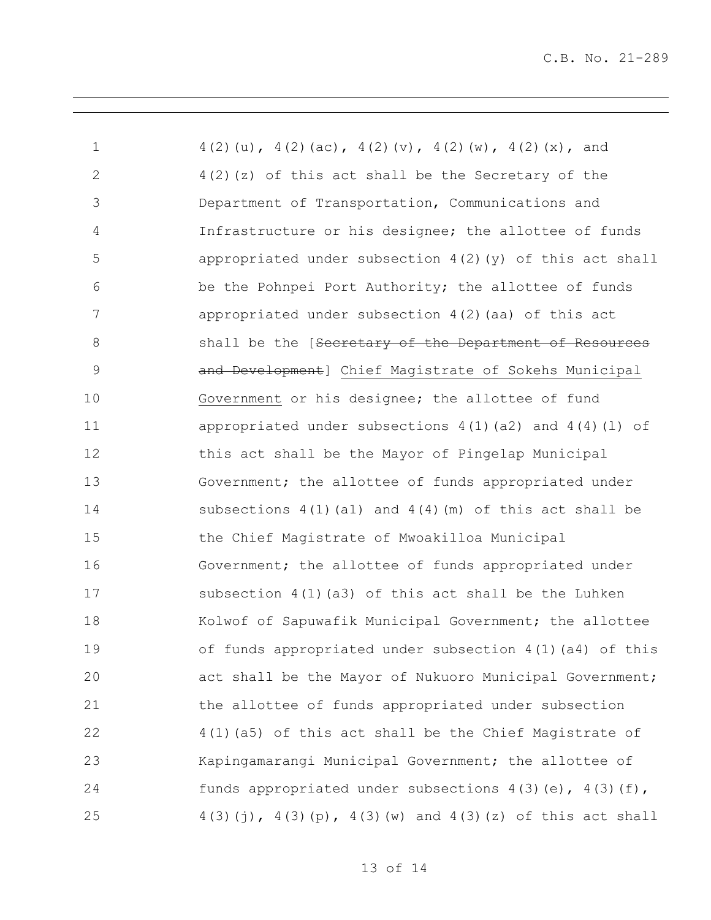4(2)(u), 4(2)(ac), 4(2)(v), 4(2)(w), 4(2)(x), and 4(2)(z) of this act shall be the Secretary of the Department of Transportation, Communications and Infrastructure or his designee; the allottee of funds appropriated under subsection 4(2)(y) of this act shall be the Pohnpei Port Authority; the allottee of funds appropriated under subsection 4(2)(aa) of this act shall be the [~~Secretary of the Department of Resources and Development~~] <u>Chief Magistrate of Sokehs Municipal Government</u> or his designee; the allottee of fund appropriated under subsections 4(1)(a2) and 4(4)(l) of this act shall be the Mayor of Pingelap Municipal Government; the allottee of funds appropriated under subsections 4(1)(a1) and 4(4)(m) of this act shall be the Chief Magistrate of Mwoakilloa Municipal Government; the allottee of funds appropriated under subsection 4(1)(a3) of this act shall be the Luhken Kolwof of Sapuwafik Municipal Government; the allottee of funds appropriated under subsection 4(1)(a4) of this act shall be the Mayor of Nukuoro Municipal Government; the allottee of funds appropriated under subsection 4(1)(a5) of this act shall be the Chief Magistrate of Kapingamarangi Municipal Government; the allottee of funds appropriated under subsections 4(3)(e), 4(3)(f), 4(3)(j), 4(3)(p), 4(3)(w) and 4(3)(z) of this act shall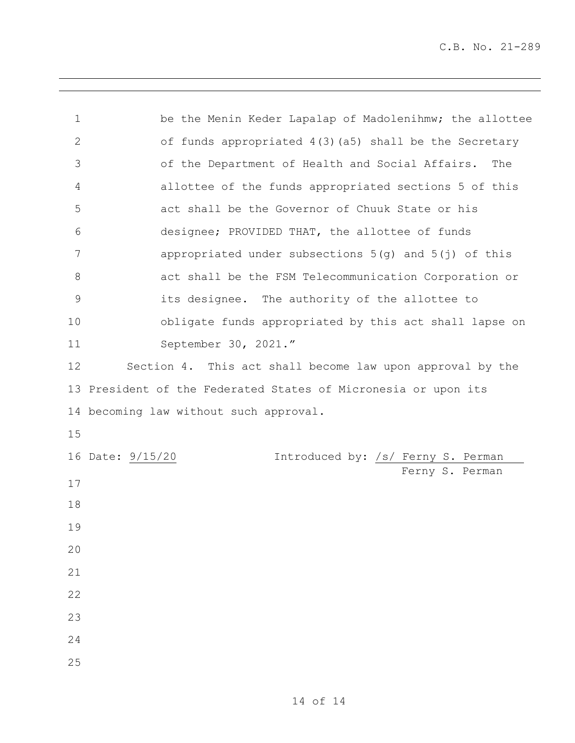be the Menin Keder Lapalap of Madolenihmw; the allottee of funds appropriated 4(3)(a5) shall be the Secretary of the Department of Health and Social Affairs. The allottee of the funds appropriated sections 5 of this act shall be the Governor of Chuuk State or his designee; PROVIDED THAT, the allottee of funds appropriated under subsections 5(g) and 5(j) of this act shall be the FSM Telecommunication Corporation or its designee. The authority of the allottee to obligate funds appropriated by this act shall lapse on September 30, 2021."

Section 4. This act shall become law upon approval by the President of the Federated States of Micronesia or upon its becoming law without such approval.

Date: 9/15/20

Introduced by: /s/ Ferny S. Perman
Ferny S. Perman